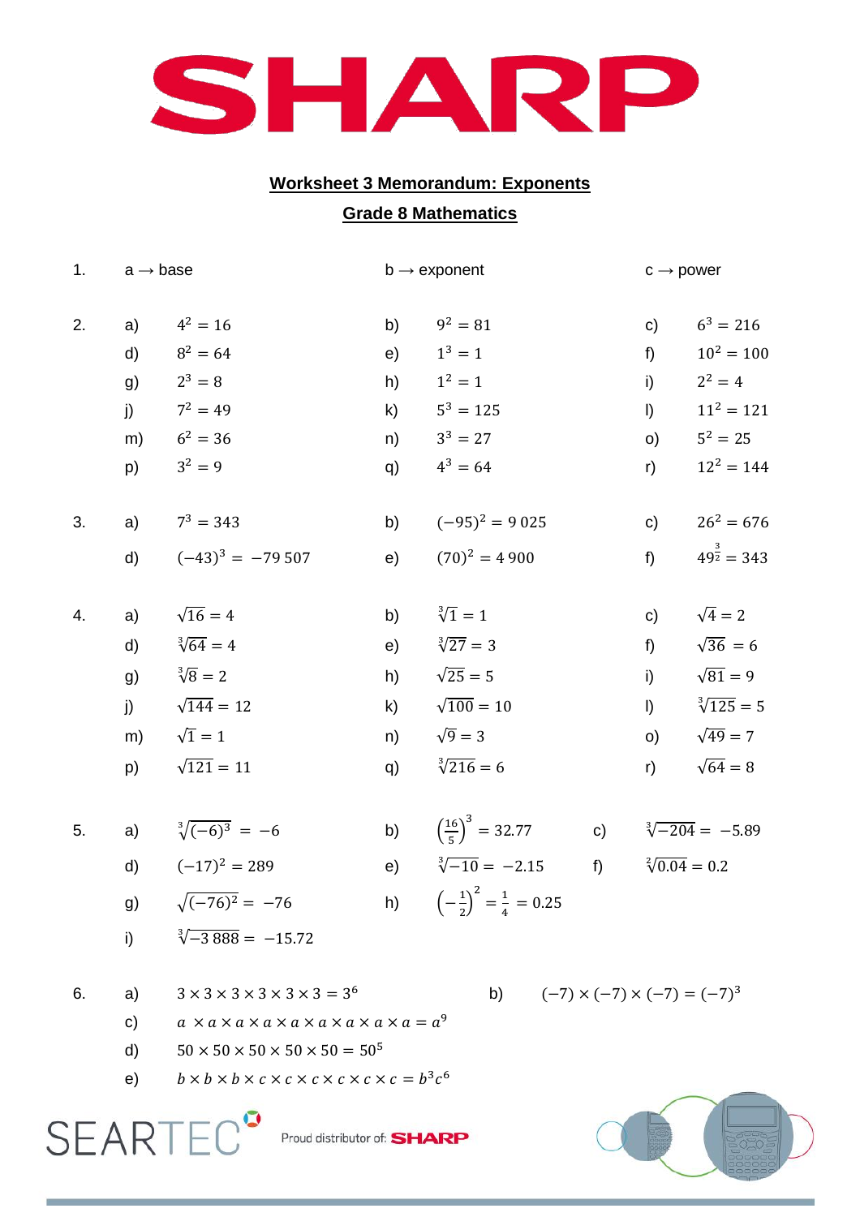# SHARP

## Worksheet 3 Memorandum: Exponents

## Grade 8 Mathematics

1. a → base  b → exponent  c → power

2.

| | | | | | |
|---|---|---|---|---|---|
| a) | $4^2 = 16$ | b) | $9^2 = 81$ | c) | $6^3 = 216$ |
| d) | $8^2 = 64$ | e) | $1^3 = 1$ | f) | $10^2 = 100$ |
| g) | $2^3 = 8$ | h) | $1^2 = 1$ | i) | $2^2 = 4$ |
| j) | $7^2 = 49$ | k) | $5^3 = 125$ | l) | $11^2 = 121$ |
| m) | $6^2 = 36$ | n) | $3^3 = 27$ | o) | $5^2 = 25$ |
| p) | $3^2 = 9$ | q) | $4^3 = 64$ | r) | $12^2 = 144$ |

3.

| | | | | | |
|---|---|---|---|---|---|
| a) | $7^3 = 343$ | b) | $(-95)^2 = 9\,025$ | c) | $26^2 = 676$ |
| d) | $(-43)^3 = -79\,507$ | e) | $(70)^2 = 4\,900$ | f) | $49^{\frac{3}{2}} = 343$ |

4.

| | | | | | |
|---|---|---|---|---|---|
| a) | $\sqrt{16} = 4$ | b) | $\sqrt[3]{1} = 1$ | c) | $\sqrt{4} = 2$ |
| d) | $\sqrt[3]{64} = 4$ | e) | $\sqrt[3]{27} = 3$ | f) | $\sqrt{36} = 6$ |
| g) | $\sqrt[3]{8} = 2$ | h) | $\sqrt{25} = 5$ | i) | $\sqrt{81} = 9$ |
| j) | $\sqrt{144} = 12$ | k) | $\sqrt{100} = 10$ | l) | $\sqrt[3]{125} = 5$ |
| m) | $\sqrt{1} = 1$ | n) | $\sqrt{9} = 3$ | o) | $\sqrt{49} = 7$ |
| p) | $\sqrt{121} = 11$ | q) | $\sqrt[3]{216} = 6$ | r) | $\sqrt{64} = 8$ |

5.

| | | | | | |
|---|---|---|---|---|---|
| a) | $\sqrt[3]{(-6)^3} = -6$ | b) | $\left(\frac{16}{5}\right)^3 = 32.77$ | c) | $\sqrt[3]{-204} = -5.89$ |
| d) | $(-17)^2 = 289$ | e) | $\sqrt[3]{-10} = -2.15$ | f) | $\sqrt[2]{0.04} = 0.2$ |
| g) | $\sqrt{(-76)^2} = -76$ | h) | $\left(-\frac{1}{2}\right)^2 = \frac{1}{4} = 0.25$ | | |
| i) | $\sqrt[3]{-3\,888} = -15.72$ | | | | |

6.

a) $3 \times 3 \times 3 \times 3 \times 3 \times 3 = 3^6$

b) $(-7) \times (-7) \times (-7) = (-7)^3$

c) $a \times a \times a \times a \times a \times a \times a \times a \times a = a^9$

d) $50 \times 50 \times 50 \times 50 \times 50 = 50^5$

e) $b \times b \times b \times c \times c \times c \times c \times c \times c = b^3c^6$

SEARTEC Proud distributor of: SHARP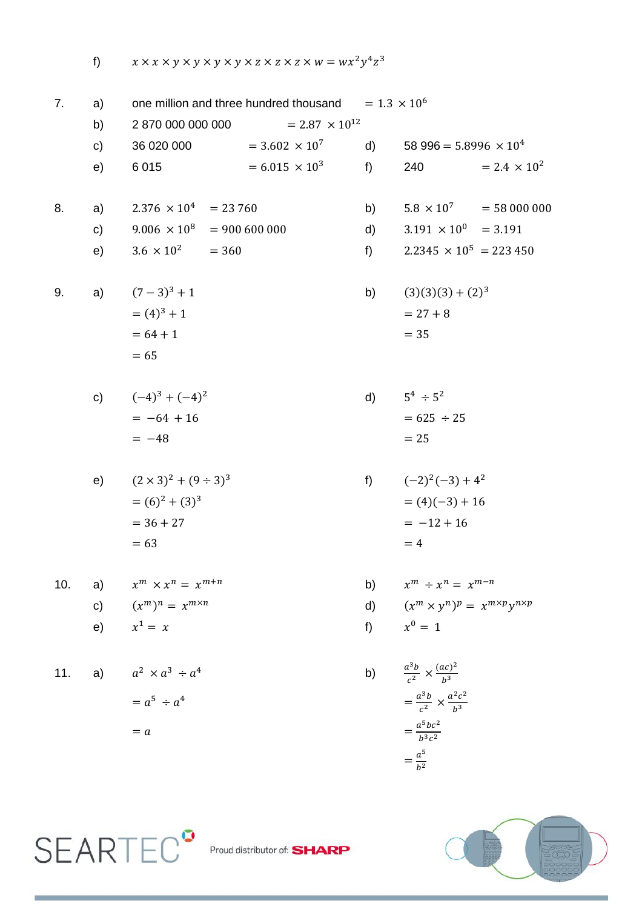f) $x \times x \times y \times y \times y \times y \times z \times z \times z \times w = wx^2y^4z^3$

7. a) one million and three hundred thousand $= 1.3 \times 10^6$

b) 2 870 000 000 000 $= 2.87 \times 10^{12}$

c) 36 020 000 $= 3.602 \times 10^7$

d) 58 996 $= 5.8996 \times 10^4$

e) 6 015 $= 6.015 \times 10^3$

f) 240 $= 2.4 \times 10^2$

8. a) $2.376 \times 10^4 = 23\,760$

b) $5.8 \times 10^7 = 58\,000\,000$

c) $9.006 \times 10^8 = 900\,600\,000$

d) $3.191 \times 10^0 = 3.191$

e) $3.6 \times 10^2 = 360$

f) $2.2345 \times 10^5 = 223\,450$

9. a)
$$(7-3)^3 + 1$$
$$= (4)^3 + 1$$
$$= 64 + 1$$
$$= 65$$

b)
$$(3)(3)(3) + (2)^3$$
$$= 27 + 8$$
$$= 35$$

c)
$$(-4)^3 + (-4)^2$$
$$= -64 + 16$$
$$= -48$$

d)
$$5^4 \div 5^2$$
$$= 625 \div 25$$
$$= 25$$

e)
$$(2 \times 3)^2 + (9 \div 3)^3$$
$$= (6)^2 + (3)^3$$
$$= 36 + 27$$
$$= 63$$

f)
$$(-2)^2(-3) + 4^2$$
$$= (4)(-3) + 16$$
$$= -12 + 16$$
$$= 4$$

10. a) $x^m \times x^n = x^{m+n}$

b) $x^m \div x^n = x^{m-n}$

c) $(x^m)^n = x^{m \times n}$

d) $(x^m \times y^n)^p = x^{m \times p}y^{n \times p}$

e) $x^1 = x$

f) $x^0 = 1$

11. a)
$$a^2 \times a^3 \div a^4$$
$$= a^5 \div a^4$$
$$= a$$

b)
$$\frac{a^3b}{c^2} \times \frac{(ac)^2}{b^3}$$
$$= \frac{a^3b}{c^2} \times \frac{a^2c^2}{b^3}$$
$$= \frac{a^5bc^2}{b^3c^2}$$
$$= \frac{a^5}{b^2}$$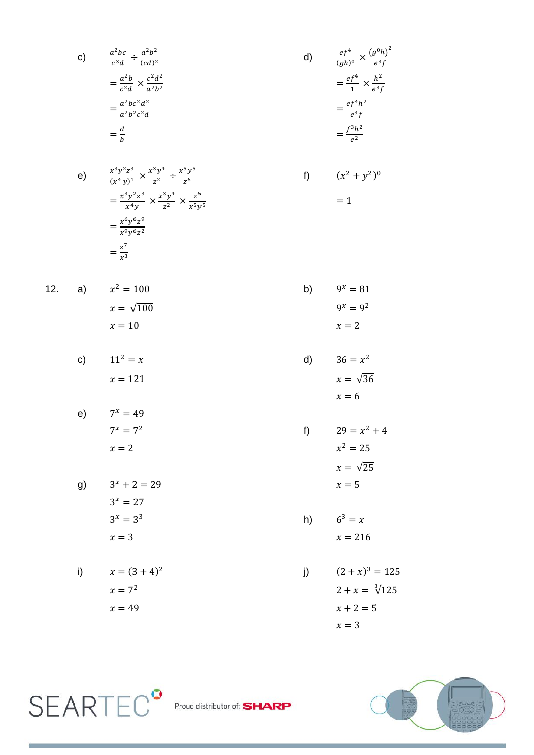c) $\frac{a^2bc}{c^3d} \div \frac{a^2b^2}{(cd)^2}$

$= \frac{a^2b}{c^2d} \times \frac{c^2d^2}{a^2b^2}$

$= \frac{a^2bc^2d^2}{a^2b^2c^2d}$

$= \frac{d}{b}$

d) $\frac{ef^4}{(gh)^0} \times \frac{(g^0h)^2}{e^3f}$

$= \frac{ef^4}{1} \times \frac{h^2}{e^3f}$

$= \frac{ef^4h^2}{e^3f}$

$= \frac{f^3h^2}{e^2}$

e) $\frac{x^3y^2z^3}{(x^4y)^1} \times \frac{x^3y^4}{z^2} \div \frac{x^5y^5}{z^6}$

$= \frac{x^3y^2z^3}{x^4y} \times \frac{x^3y^4}{z^2} \times \frac{z^6}{x^5y^5}$

$= \frac{x^6y^6z^9}{x^9y^6z^2}$

$= \frac{z^7}{x^3}$

f) $(x^2 + y^2)^0$

$= 1$

12. a) $x^2 = 100$

$x = \sqrt{100}$

$x = 10$

b) $9^x = 81$

$9^x = 9^2$

$x = 2$

c) $11^2 = x$

$x = 121$

d) $36 = x^2$

$x = \sqrt{36}$

$x = 6$

e) $7^x = 49$

$7^x = 7^2$

$x = 2$

f) $29 = x^2 + 4$

$x^2 = 25$

$x = \sqrt{25}$

$x = 5$

g) $3^x + 2 = 29$

$3^x = 27$

$3^x = 3^3$

$x = 3$

h) $6^3 = x$

$x = 216$

i) $x = (3 + 4)^2$

$x = 7^2$

$x = 49$

j) $(2 + x)^3 = 125$

$2 + x = \sqrt[3]{125}$

$x + 2 = 5$

$x = 3$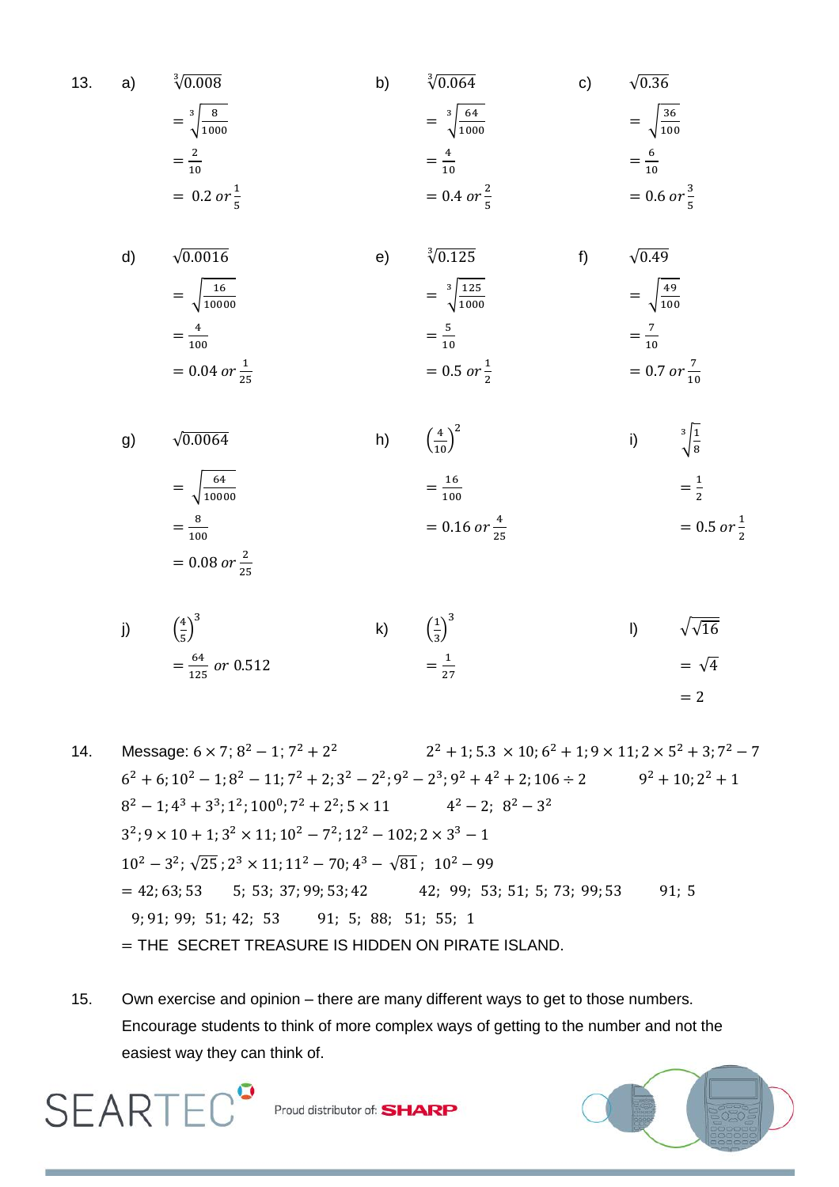13.

a) $\sqrt[3]{0.008}$
$= \sqrt[3]{\frac{8}{1000}}$
$= \frac{2}{10}$
$= 0.2 \; or \frac{1}{5}$

b) $\sqrt[3]{0.064}$
$= \sqrt[3]{\frac{64}{1000}}$
$= \frac{4}{10}$
$= 0.4 \; or \frac{2}{5}$

c) $\sqrt{0.36}$
$= \sqrt{\frac{36}{100}}$
$= \frac{6}{10}$
$= 0.6 \; or \frac{3}{5}$

d) $\sqrt{0.0016}$
$= \sqrt{\frac{16}{10000}}$
$= \frac{4}{100}$
$= 0.04 \; or \frac{1}{25}$

e) $\sqrt[3]{0.125}$
$= \sqrt[3]{\frac{125}{1000}}$
$= \frac{5}{10}$
$= 0.5 \; or \frac{1}{2}$

f) $\sqrt{0.49}$
$= \sqrt{\frac{49}{100}}$
$= \frac{7}{10}$
$= 0.7 \; or \frac{7}{10}$

g) $\sqrt{0.0064}$
$= \sqrt{\frac{64}{10000}}$
$= \frac{8}{100}$
$= 0.08 \; or \frac{2}{25}$

h) $\left(\frac{4}{10}\right)^2$
$= \frac{16}{100}$
$= 0.16 \; or \frac{4}{25}$

i) $\sqrt[3]{\frac{1}{8}}$
$= \frac{1}{2}$
$= 0.5 \; or \frac{1}{2}$

j) $\left(\frac{4}{5}\right)^3$
$= \frac{64}{125} \; or \; 0.512$

k) $\left(\frac{1}{3}\right)^3$
$= \frac{1}{27}$

l) $\sqrt{\sqrt{16}}$
$= \sqrt{4}$
$= 2$

14. Message: $6 \times 7; 8^2 - 1; 7^2 + 2^2$ $\quad 2^2 + 1; 5.3 \times 10; 6^2 + 1; 9 \times 11; 2 \times 5^2 + 3; 7^2 - 7$
$6^2 + 6; 10^2 - 1; 8^2 - 11; 7^2 + 2; 3^2 - 2^2; 9^2 - 2^3; 9^2 + 4^2 + 2; 106 \div 2$ $\quad 9^2 + 10; 2^2 + 1$
$8^2 - 1; 4^3 + 3^3; 1^2; 100^0; 7^2 + 2^2; 5 \times 11$ $\quad 4^2 - 2;\; 8^2 - 3^2$
$3^2; 9 \times 10 + 1; 3^2 \times 11; 10^2 - 7^2; 12^2 - 102; 2 \times 3^3 - 1$
$10^2 - 3^2; \sqrt{25}; 2^3 \times 11; 11^2 - 70; 4^3 - \sqrt{81};\; 10^2 - 99$
$= 42; 63; 53 \quad 5;\; 53;\; 37; 99; 53; 42 \quad 42;\; 99;\; 53;\; 51;\; 5;\; 73;\; 99; 53 \quad 91;\; 5$
$9; 91; 99;\; 51; 42;\; 53 \quad 91;\; 5;\; 88;\; 51;\; 55;\; 1$
= THE SECRET TREASURE IS HIDDEN ON PIRATE ISLAND.

15. Own exercise and opinion – there are many different ways to get to those numbers. Encourage students to think of more complex ways of getting to the number and not the easiest way they can think of.